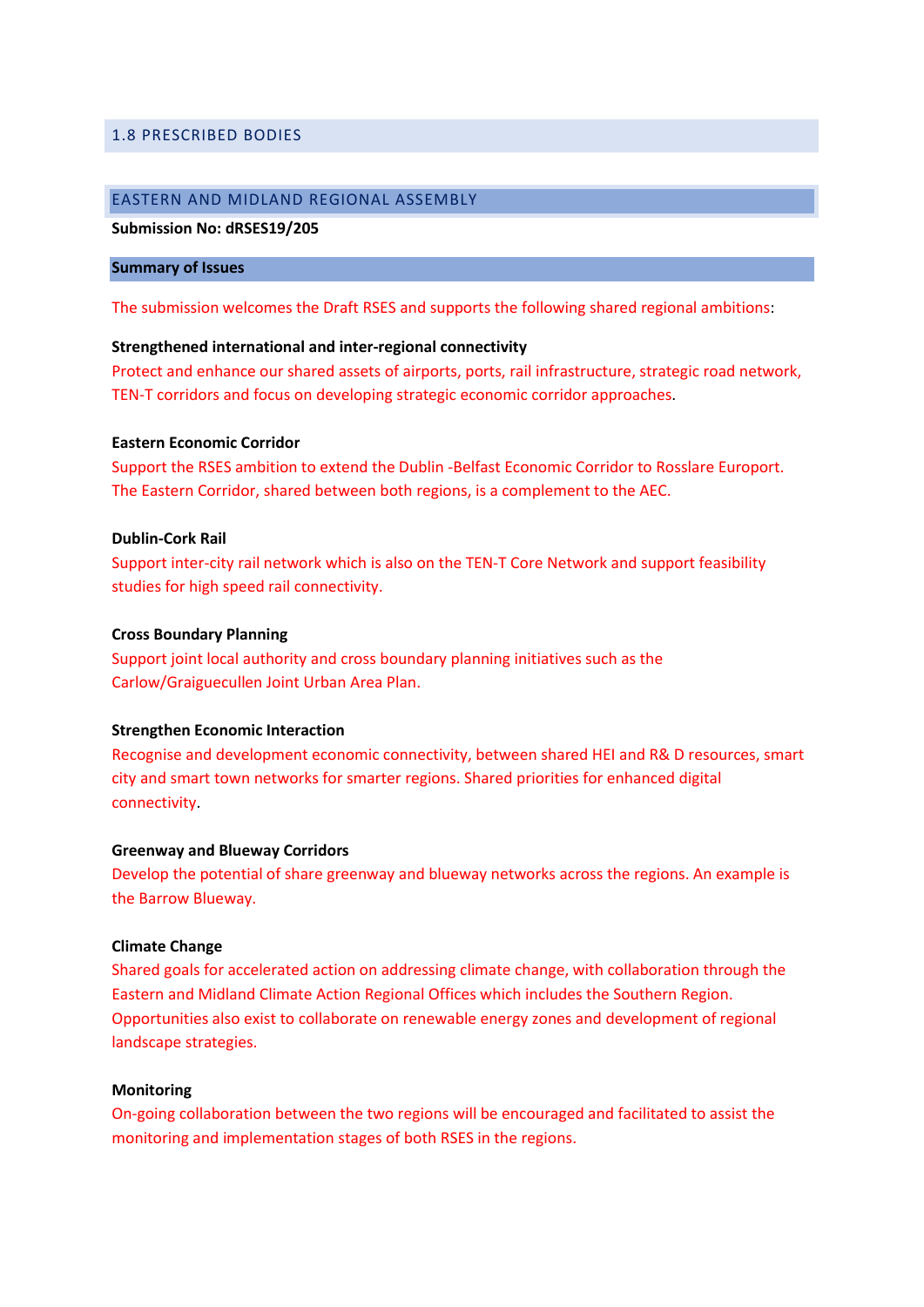## 1.8 PRESCRIBED BODIES

### EASTERN AND MIDLAND REGIONAL ASSEMBLY

**Submission No: dRSES19/205**

**Summary of Issues**

The submission welcomes the Draft RSES and supports the following shared regional ambitions:

**Strengthened international and inter-regional connectivity**

Protect and enhance our shared assets of airports, ports, rail infrastructure, strategic road network, TEN-T corridors and focus on developing strategic economic corridor approaches.

**Eastern Economic Corridor**

Support the RSES ambition to extend the Dublin -Belfast Economic Corridor to Rosslare Europort. The Eastern Corridor, shared between both regions, is a complement to the AEC.

**Dublin-Cork Rail**

Support inter-city rail network which is also on the TEN-T Core Network and support feasibility studies for high speed rail connectivity.

**Cross Boundary Planning**

Support joint local authority and cross boundary planning initiatives such as the Carlow/Graiguecullen Joint Urban Area Plan.

**Strengthen Economic Interaction**

Recognise and development economic connectivity, between shared HEI and R& D resources, smart city and smart town networks for smarter regions. Shared priorities for enhanced digital connectivity.

**Greenway and Blueway Corridors**

Develop the potential of share greenway and blueway networks across the regions. An example is the Barrow Blueway.

**Climate Change**

Shared goals for accelerated action on addressing climate change, with collaboration through the Eastern and Midland Climate Action Regional Offices which includes the Southern Region. Opportunities also exist to collaborate on renewable energy zones and development of regional landscape strategies.

**Monitoring**

On-going collaboration between the two regions will be encouraged and facilitated to assist the monitoring and implementation stages of both RSES in the regions.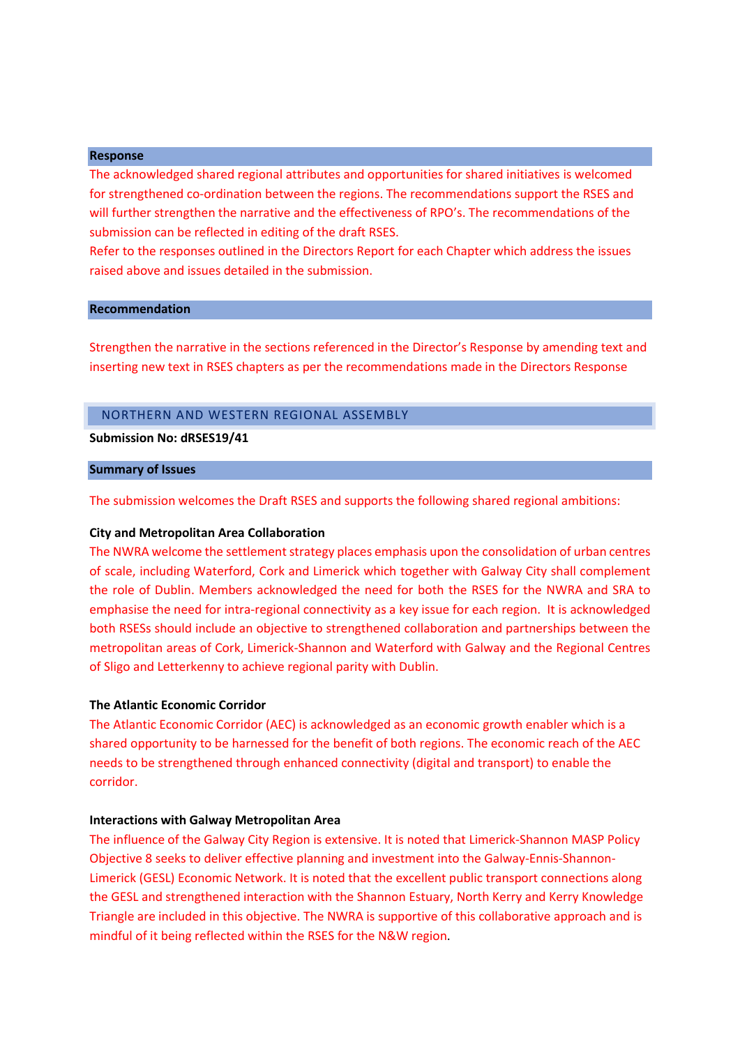### Response

The acknowledged shared regional attributes and opportunities for shared initiatives is welcomed for strengthened co-ordination between the regions. The recommendations support the RSES and will further strengthen the narrative and the effectiveness of RPO's. The recommendations of the submission can be reflected in editing of the draft RSES.
Refer to the responses outlined in the Directors Report for each Chapter which address the issues raised above and issues detailed in the submission.

### Recommendation

Strengthen the narrative in the sections referenced in the Director's Response by amending text and inserting new text in RSES chapters as per the recommendations made in the Directors Response

## NORTHERN AND WESTERN REGIONAL ASSEMBLY

**Submission No: dRSES19/41**

### Summary of Issues

The submission welcomes the Draft RSES and supports the following shared regional ambitions:

**City and Metropolitan Area Collaboration**

The NWRA welcome the settlement strategy places emphasis upon the consolidation of urban centres of scale, including Waterford, Cork and Limerick which together with Galway City shall complement the role of Dublin. Members acknowledged the need for both the RSES for the NWRA and SRA to emphasise the need for intra-regional connectivity as a key issue for each region. It is acknowledged both RSESs should include an objective to strengthened collaboration and partnerships between the metropolitan areas of Cork, Limerick-Shannon and Waterford with Galway and the Regional Centres of Sligo and Letterkenny to achieve regional parity with Dublin.

**The Atlantic Economic Corridor**

The Atlantic Economic Corridor (AEC) is acknowledged as an economic growth enabler which is a shared opportunity to be harnessed for the benefit of both regions. The economic reach of the AEC needs to be strengthened through enhanced connectivity (digital and transport) to enable the corridor.

**Interactions with Galway Metropolitan Area**

The influence of the Galway City Region is extensive. It is noted that Limerick-Shannon MASP Policy Objective 8 seeks to deliver effective planning and investment into the Galway-Ennis-Shannon-Limerick (GESL) Economic Network. It is noted that the excellent public transport connections along the GESL and strengthened interaction with the Shannon Estuary, North Kerry and Kerry Knowledge Triangle are included in this objective. The NWRA is supportive of this collaborative approach and is mindful of it being reflected within the RSES for the N&W region.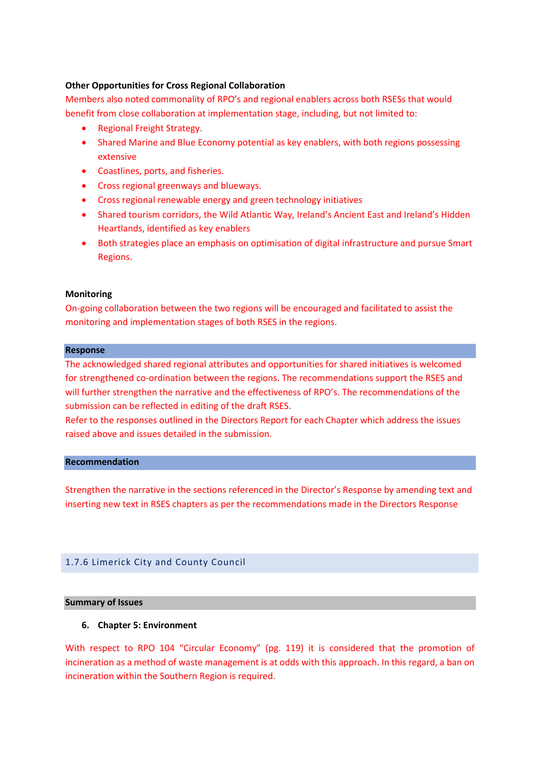**Other Opportunities for Cross Regional Collaboration**

Members also noted commonality of RPO's and regional enablers across both RSESs that would benefit from close collaboration at implementation stage, including, but not limited to:

- Regional Freight Strategy.
- Shared Marine and Blue Economy potential as key enablers, with both regions possessing extensive
- Coastlines, ports, and fisheries.
- Cross regional greenways and blueways.
- Cross regional renewable energy and green technology initiatives
- Shared tourism corridors, the Wild Atlantic Way, Ireland's Ancient East and Ireland's Hidden Heartlands, identified as key enablers
- Both strategies place an emphasis on optimisation of digital infrastructure and pursue Smart Regions.

**Monitoring**

On-going collaboration between the two regions will be encouraged and facilitated to assist the monitoring and implementation stages of both RSES in the regions.

**Response**

The acknowledged shared regional attributes and opportunities for shared initiatives is welcomed for strengthened co-ordination between the regions. The recommendations support the RSES and will further strengthen the narrative and the effectiveness of RPO's. The recommendations of the submission can be reflected in editing of the draft RSES.
Refer to the responses outlined in the Directors Report for each Chapter which address the issues raised above and issues detailed in the submission.

**Recommendation**

Strengthen the narrative in the sections referenced in the Director's Response by amending text and inserting new text in RSES chapters as per the recommendations made in the Directors Response

### 1.7.6 Limerick City and County Council

**Summary of Issues**

6. **Chapter 5: Environment**

With respect to RPO 104 "Circular Economy" (pg. 119) it is considered that the promotion of incineration as a method of waste management is at odds with this approach. In this regard, a ban on incineration within the Southern Region is required.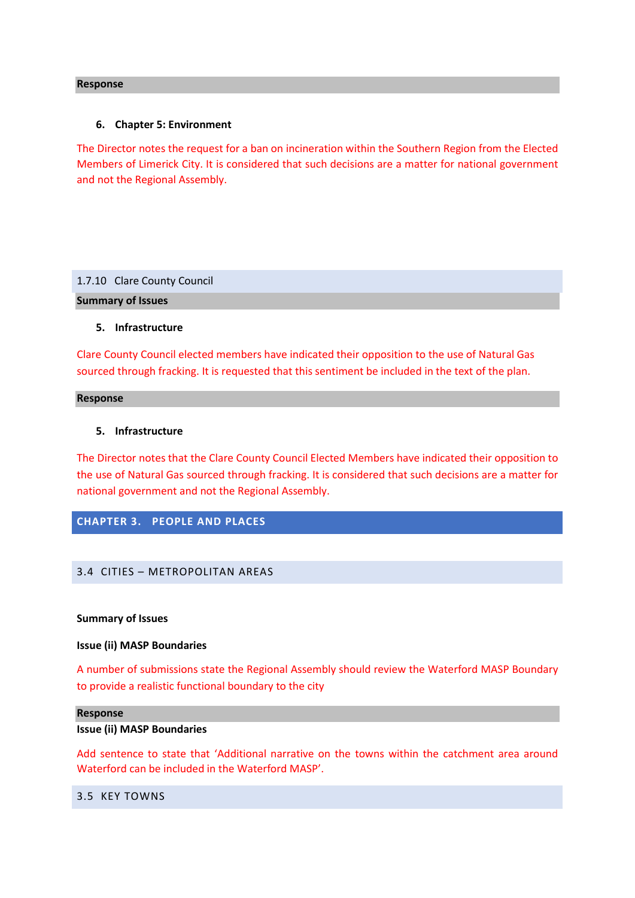**Response**

6. **Chapter 5: Environment**

The Director notes the request for a ban on incineration within the Southern Region from the Elected Members of Limerick City. It is considered that such decisions are a matter for national government and not the Regional Assembly.

### 1.7.10 Clare County Council

**Summary of Issues**

5. **Infrastructure**

Clare County Council elected members have indicated their opposition to the use of Natural Gas sourced through fracking. It is requested that this sentiment be included in the text of the plan.

**Response**

5. **Infrastructure**

The Director notes that the Clare County Council Elected Members have indicated their opposition to the use of Natural Gas sourced through fracking. It is considered that such decisions are a matter for national government and not the Regional Assembly.

# CHAPTER 3. PEOPLE AND PLACES

## 3.4 CITIES – METROPOLITAN AREAS

**Summary of Issues**

**Issue (ii) MASP Boundaries**

A number of submissions state the Regional Assembly should review the Waterford MASP Boundary to provide a realistic functional boundary to the city

**Response**

**Issue (ii) MASP Boundaries**

Add sentence to state that 'Additional narrative on the towns within the catchment area around Waterford can be included in the Waterford MASP'.

## 3.5 KEY TOWNS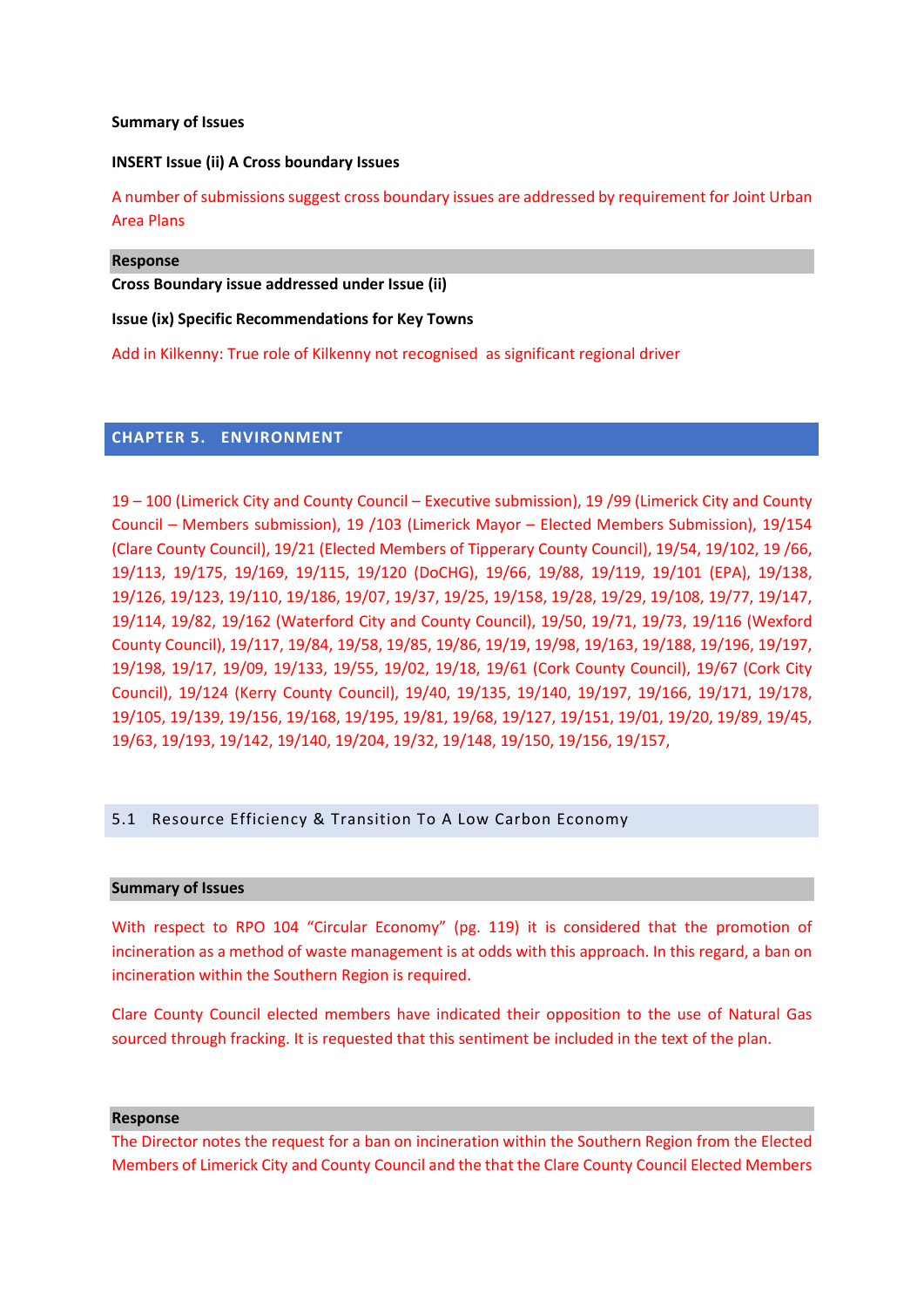**Summary of Issues**

**INSERT Issue (ii) A Cross boundary Issues**

A number of submissions suggest cross boundary issues are addressed by requirement for Joint Urban Area Plans

**Response**

**Cross Boundary issue addressed under Issue (ii)**

**Issue (ix) Specific Recommendations for Key Towns**

Add in Kilkenny: True role of Kilkenny not recognised as significant regional driver

## CHAPTER 5. ENVIRONMENT

19 – 100 (Limerick City and County Council – Executive submission), 19 /99 (Limerick City and County Council – Members submission), 19 /103 (Limerick Mayor – Elected Members Submission), 19/154 (Clare County Council), 19/21 (Elected Members of Tipperary County Council), 19/54, 19/102, 19 /66, 19/113, 19/175, 19/169, 19/115, 19/120 (DoCHG), 19/66, 19/88, 19/119, 19/101 (EPA), 19/138, 19/126, 19/123, 19/110, 19/186, 19/07, 19/37, 19/25, 19/158, 19/28, 19/29, 19/108, 19/77, 19/147, 19/114, 19/82, 19/162 (Waterford City and County Council), 19/50, 19/71, 19/73, 19/116 (Wexford County Council), 19/117, 19/84, 19/58, 19/85, 19/86, 19/19, 19/98, 19/163, 19/188, 19/196, 19/197, 19/198, 19/17, 19/09, 19/133, 19/55, 19/02, 19/18, 19/61 (Cork County Council), 19/67 (Cork City Council), 19/124 (Kerry County Council), 19/40, 19/135, 19/140, 19/197, 19/166, 19/171, 19/178, 19/105, 19/139, 19/156, 19/168, 19/195, 19/81, 19/68, 19/127, 19/151, 19/01, 19/20, 19/89, 19/45, 19/63, 19/193, 19/142, 19/140, 19/204, 19/32, 19/148, 19/150, 19/156, 19/157,

### 5.1 Resource Efficiency & Transition To A Low Carbon Economy

**Summary of Issues**

With respect to RPO 104 "Circular Economy" (pg. 119) it is considered that the promotion of incineration as a method of waste management is at odds with this approach. In this regard, a ban on incineration within the Southern Region is required.

Clare County Council elected members have indicated their opposition to the use of Natural Gas sourced through fracking. It is requested that this sentiment be included in the text of the plan.

**Response**

The Director notes the request for a ban on incineration within the Southern Region from the Elected Members of Limerick City and County Council and the that the Clare County Council Elected Members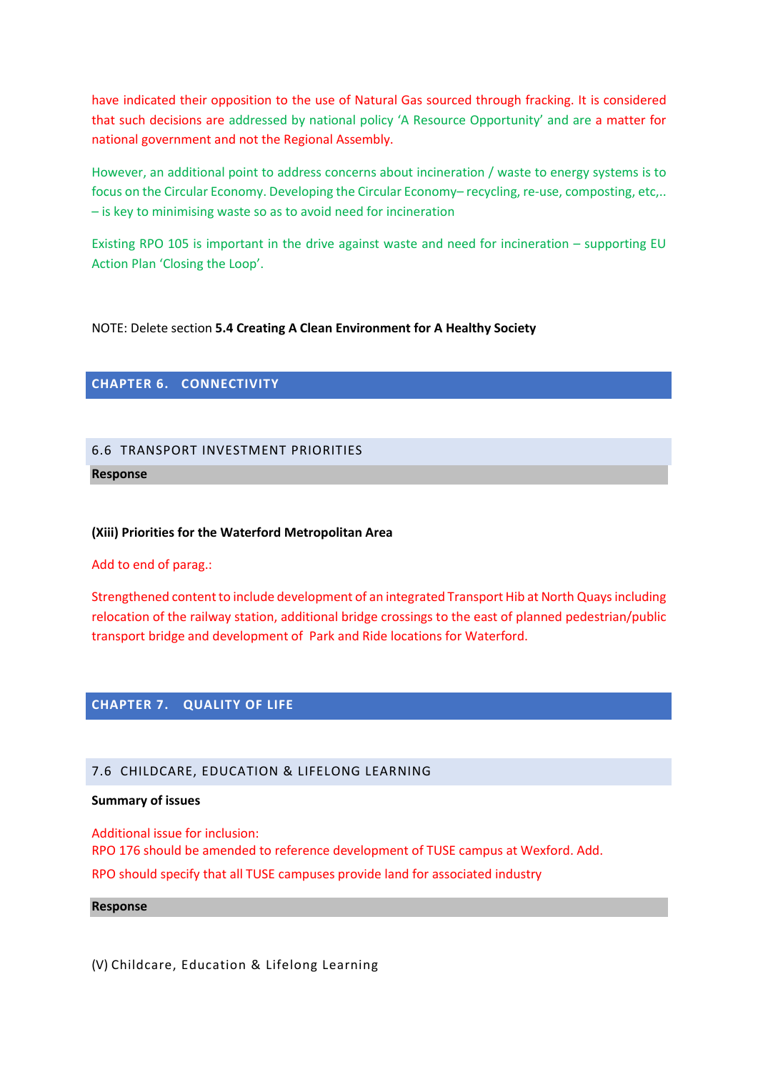have indicated their opposition to the use of Natural Gas sourced through fracking. It is considered that such decisions are addressed by national policy 'A Resource Opportunity' and are a matter for national government and not the Regional Assembly.

However, an additional point to address concerns about incineration / waste to energy systems is to focus on the Circular Economy. Developing the Circular Economy– recycling, re-use, composting, etc,.. – is key to minimising waste so as to avoid need for incineration

Existing RPO 105 is important in the drive against waste and need for incineration – supporting EU Action Plan 'Closing the Loop'.

NOTE: Delete section **5.4 Creating A Clean Environment for A Healthy Society**

## CHAPTER 6. CONNECTIVITY

### 6.6 TRANSPORT INVESTMENT PRIORITIES

**Response**

**(Xiii) Priorities for the Waterford Metropolitan Area**

Add to end of parag.:

Strengthened content to include development of an integrated Transport Hib at North Quays including relocation of the railway station, additional bridge crossings to the east of planned pedestrian/public transport bridge and development of Park and Ride locations for Waterford.

## CHAPTER 7. QUALITY OF LIFE

### 7.6 CHILDCARE, EDUCATION & LIFELONG LEARNING

**Summary of issues**

Additional issue for inclusion:
RPO 176 should be amended to reference development of TUSE campus at Wexford. Add.

RPO should specify that all TUSE campuses provide land for associated industry

**Response**

(V) Childcare, Education & Lifelong Learning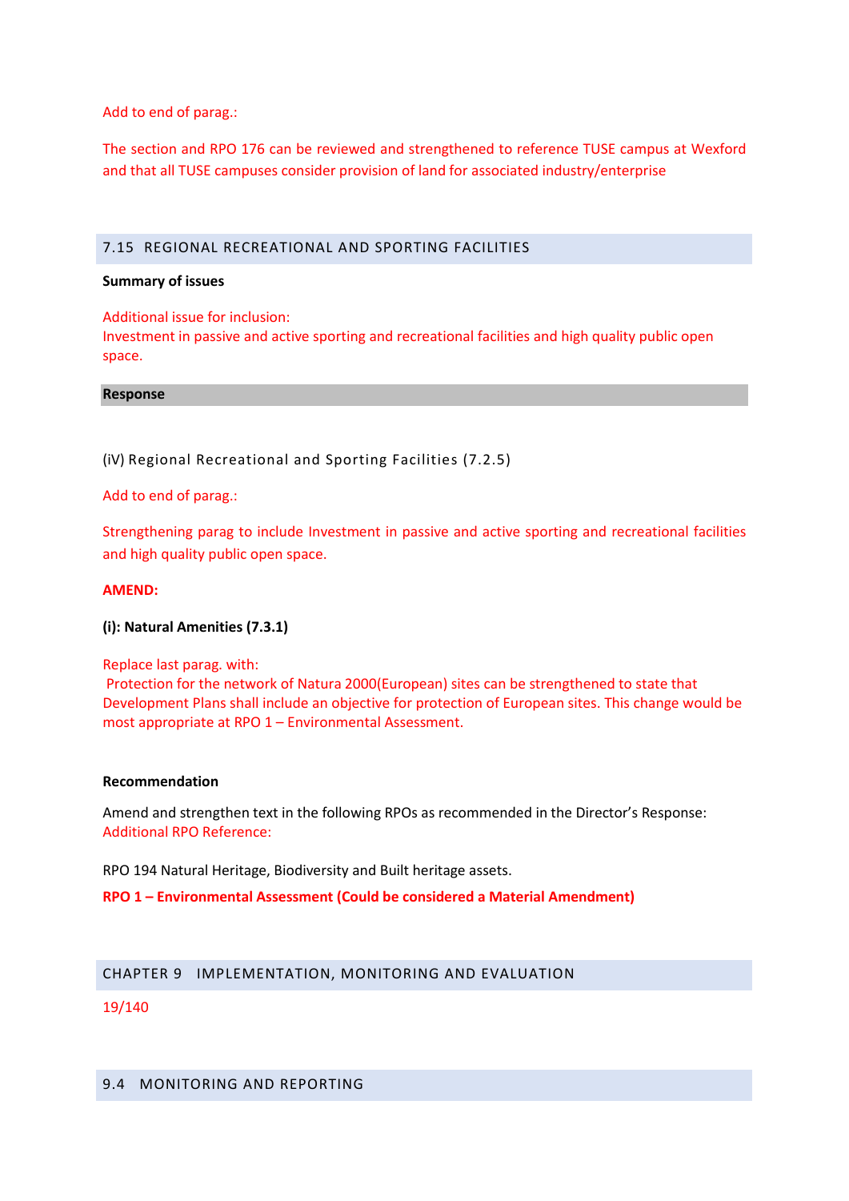Add to end of parag.:

The section and RPO 176 can be reviewed and strengthened to reference TUSE campus at Wexford and that all TUSE campuses consider provision of land for associated industry/enterprise

## 7.15 REGIONAL RECREATIONAL AND SPORTING FACILITIES

**Summary of issues**

Additional issue for inclusion:
Investment in passive and active sporting and recreational facilities and high quality public open space.

**Response**

(iV) Regional Recreational and Sporting Facilities (7.2.5)

Add to end of parag.:

Strengthening parag to include Investment in passive and active sporting and recreational facilities and high quality public open space.

**AMEND:**

**(i): Natural Amenities (7.3.1)**

Replace last parag. with:
Protection for the network of Natura 2000(European) sites can be strengthened to state that Development Plans shall include an objective for protection of European sites. This change would be most appropriate at RPO 1 – Environmental Assessment.

**Recommendation**

Amend and strengthen text in the following RPOs as recommended in the Director's Response:
Additional RPO Reference:

RPO 194 Natural Heritage, Biodiversity and Built heritage assets.

**RPO 1 – Environmental Assessment (Could be considered a Material Amendment)**

## CHAPTER 9 IMPLEMENTATION, MONITORING AND EVALUATION

19/140

## 9.4 MONITORING AND REPORTING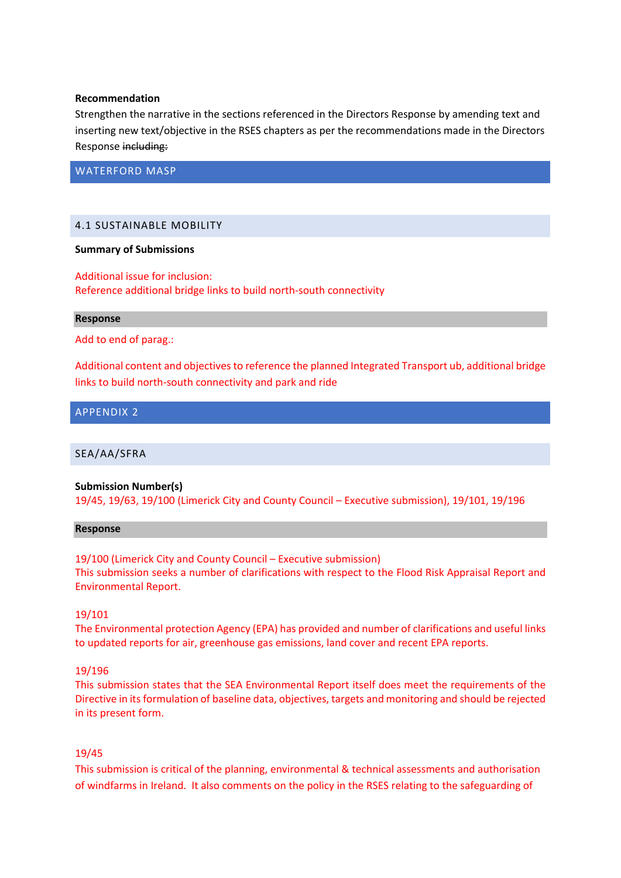**Recommendation**

Strengthen the narrative in the sections referenced in the Directors Response by amending text and inserting new text/objective in the RSES chapters as per the recommendations made in the Directors Response ~~including:~~

## WATERFORD MASP

### 4.1 SUSTAINABLE MOBILITY

**Summary of Submissions**

Additional issue for inclusion:
Reference additional bridge links to build north-south connectivity

**Response**

Add to end of parag.:

Additional content and objectives to reference the planned Integrated Transport ub, additional bridge links to build north-south connectivity and park and ride

## APPENDIX 2

### SEA/AA/SFRA

**Submission Number(s)**
19/45, 19/63, 19/100 (Limerick City and County Council – Executive submission), 19/101, 19/196

**Response**

19/100 (Limerick City and County Council – Executive submission)
This submission seeks a number of clarifications with respect to the Flood Risk Appraisal Report and Environmental Report.

19/101
The Environmental protection Agency (EPA) has provided and number of clarifications and useful links to updated reports for air, greenhouse gas emissions, land cover and recent EPA reports.

19/196
This submission states that the SEA Environmental Report itself does meet the requirements of the Directive in its formulation of baseline data, objectives, targets and monitoring and should be rejected in its present form.

19/45
This submission is critical of the planning, environmental & technical assessments and authorisation of windfarms in Ireland. It also comments on the policy in the RSES relating to the safeguarding of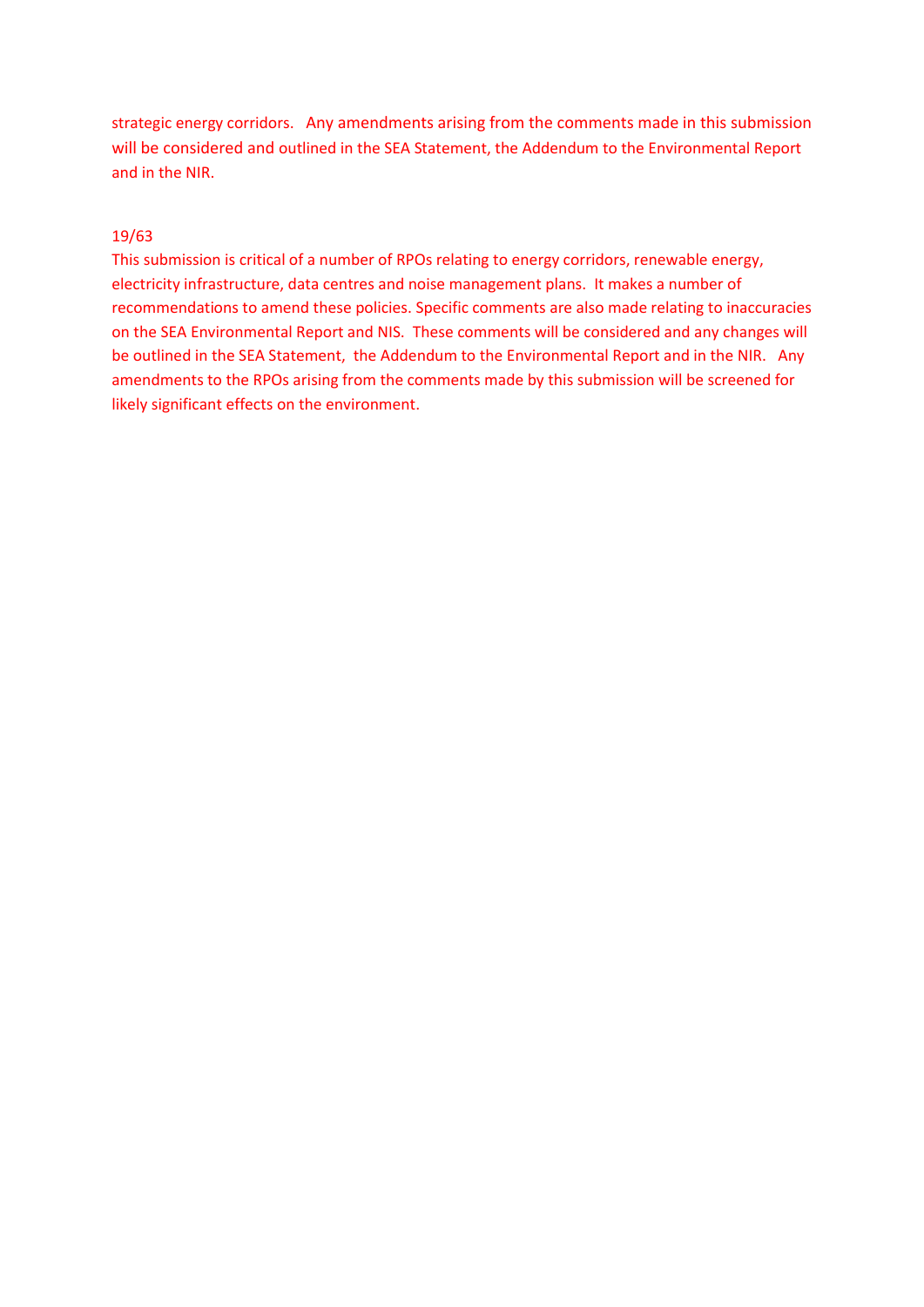strategic energy corridors. Any amendments arising from the comments made in this submission will be considered and outlined in the SEA Statement, the Addendum to the Environmental Report and in the NIR.

19/63

This submission is critical of a number of RPOs relating to energy corridors, renewable energy, electricity infrastructure, data centres and noise management plans. It makes a number of recommendations to amend these policies. Specific comments are also made relating to inaccuracies on the SEA Environmental Report and NIS. These comments will be considered and any changes will be outlined in the SEA Statement, the Addendum to the Environmental Report and in the NIR. Any amendments to the RPOs arising from the comments made by this submission will be screened for likely significant effects on the environment.